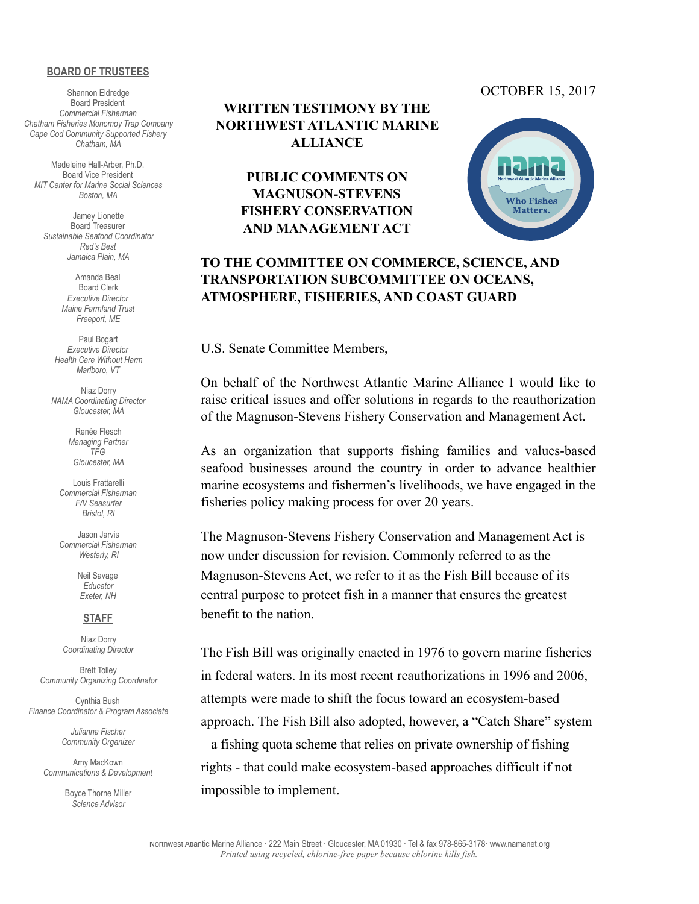OCTOBER 15, 2017

# WRITTEN TESTIMONY BY THE NORTHWEST ATLANTIC MARINE ALLIANCE

## PUBLIC COMMENTS ON MAGNUSON-STEVENS FISHERY CONSERVATION AND MANAGEMENT ACT

## TO THE COMMITTEE ON COMMERCE, SCIENCE, AND TRANSPORTATION SUBCOMMITTEE ON OCEANS, ATMOSPHERE, FISHERIES, AND COAST GUARD

**BOARD OF TRUSTEES**

Shannon Eldredge
Board President
*Commercial Fisherman*
*Chatham Fisheries Monomoy Trap Company*
*Cape Cod Community Supported Fishery*
*Chatham, MA*

Madeleine Hall-Arber, Ph.D.
Board Vice President
*MIT Center for Marine Social Sciences*
*Boston, MA*

Jamey Lionette
Board Treasurer
*Sustainable Seafood Coordinator*
*Red's Best*
*Jamaica Plain, MA*

Amanda Beal
Board Clerk
*Executive Director*
*Maine Farmland Trust*
*Freeport, ME*

Paul Bogart
*Executive Director*
*Health Care Without Harm*
*Marlboro, VT*

Niaz Dorry
*NAMA Coordinating Director*
*Gloucester, MA*

Renée Flesch
*Managing Partner*
*TFG*
*Gloucester, MA*

Louis Frattarelli
*Commercial Fisherman*
*F/V Seasurfer*
*Bristol, RI*

Jason Jarvis
*Commercial Fisherman*
*Westerly, RI*

Neil Savage
*Educator*
*Exeter, NH*

**STAFF**

Niaz Dorry
*Coordinating Director*

Brett Tolley
*Community Organizing Coordinator*

Cynthia Bush
*Finance Coordinator & Program Associate*

*Julianna Fischer*
*Community Organizer*

Amy MacKown
*Communications & Development*

Boyce Thorne Miller
*Science Advisor*

U.S. Senate Committee Members,

On behalf of the Northwest Atlantic Marine Alliance I would like to raise critical issues and offer solutions in regards to the reauthorization of the Magnuson-Stevens Fishery Conservation and Management Act.

As an organization that supports fishing families and values-based seafood businesses around the country in order to advance healthier marine ecosystems and fishermen's livelihoods, we have engaged in the fisheries policy making process for over 20 years.

The Magnuson-Stevens Fishery Conservation and Management Act is now under discussion for revision. Commonly referred to as the Magnuson-Stevens Act, we refer to it as the Fish Bill because of its central purpose to protect fish in a manner that ensures the greatest benefit to the nation.

The Fish Bill was originally enacted in 1976 to govern marine fisheries in federal waters. In its most recent reauthorizations in 1996 and 2006, attempts were made to shift the focus toward an ecosystem-based approach. The Fish Bill also adopted, however, a "Catch Share" system – a fishing quota scheme that relies on private ownership of fishing rights - that could make ecosystem-based approaches difficult if not impossible to implement.

Northwest Atlantic Marine Alliance · 222 Main Street · Gloucester, MA 01930 · Tel & fax 978-865-3178· www.namanet.org
*Printed using recycled, chlorine-free paper because chlorine kills fish.*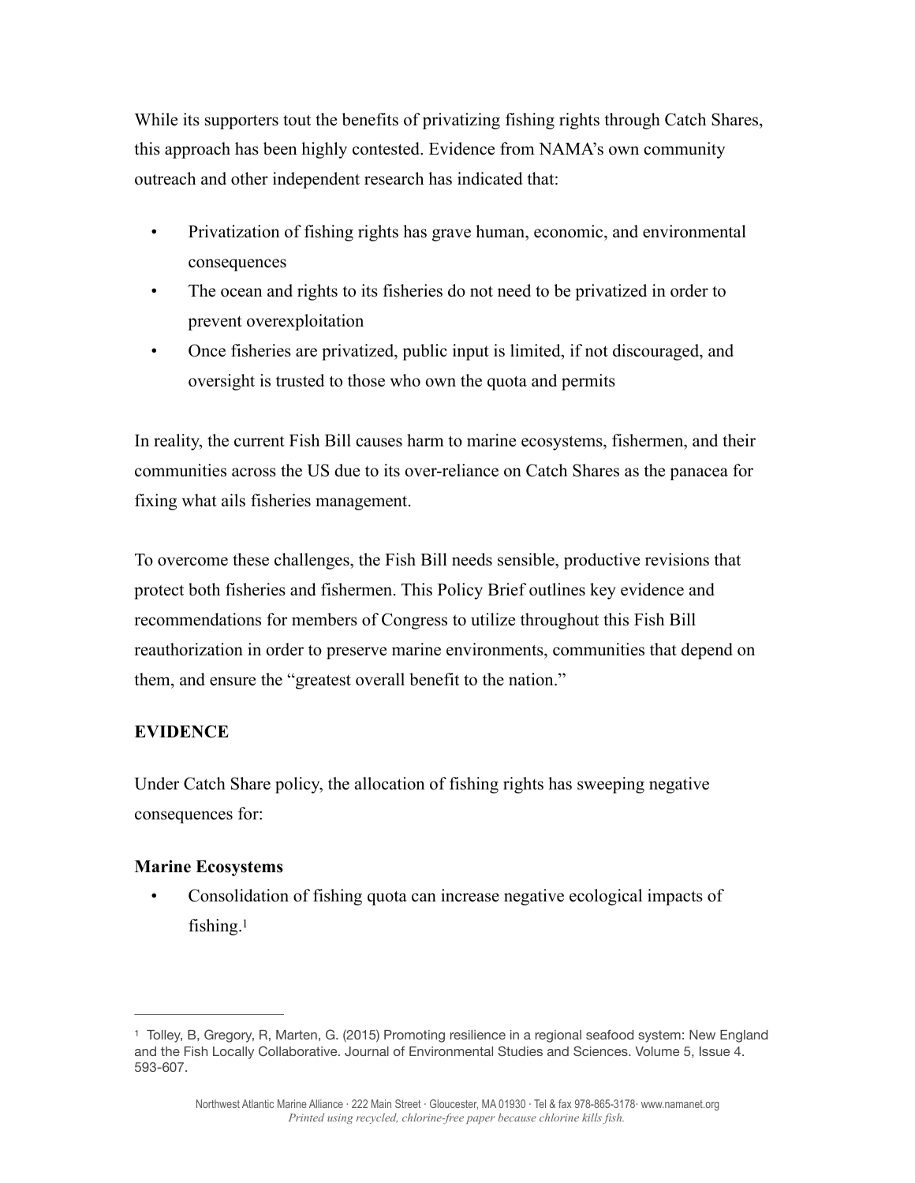While its supporters tout the benefits of privatizing fishing rights through Catch Shares, this approach has been highly contested. Evidence from NAMA's own community outreach and other independent research has indicated that:

- Privatization of fishing rights has grave human, economic, and environmental consequences
- The ocean and rights to its fisheries do not need to be privatized in order to prevent overexploitation
- Once fisheries are privatized, public input is limited, if not discouraged, and oversight is trusted to those who own the quota and permits

In reality, the current Fish Bill causes harm to marine ecosystems, fishermen, and their communities across the US due to its over-reliance on Catch Shares as the panacea for fixing what ails fisheries management.

To overcome these challenges, the Fish Bill needs sensible, productive revisions that protect both fisheries and fishermen. This Policy Brief outlines key evidence and recommendations for members of Congress to utilize throughout this Fish Bill reauthorization in order to preserve marine environments, communities that depend on them, and ensure the "greatest overall benefit to the nation."

**EVIDENCE**

Under Catch Share policy, the allocation of fishing rights has sweeping negative consequences for:

**Marine Ecosystems**

- Consolidation of fishing quota can increase negative ecological impacts of fishing.[1]

---

[1] Tolley, B, Gregory, R, Marten, G. (2015) Promoting resilience in a regional seafood system: New England and the Fish Locally Collaborative. Journal of Environmental Studies and Sciences. Volume 5, Issue 4. 593-607.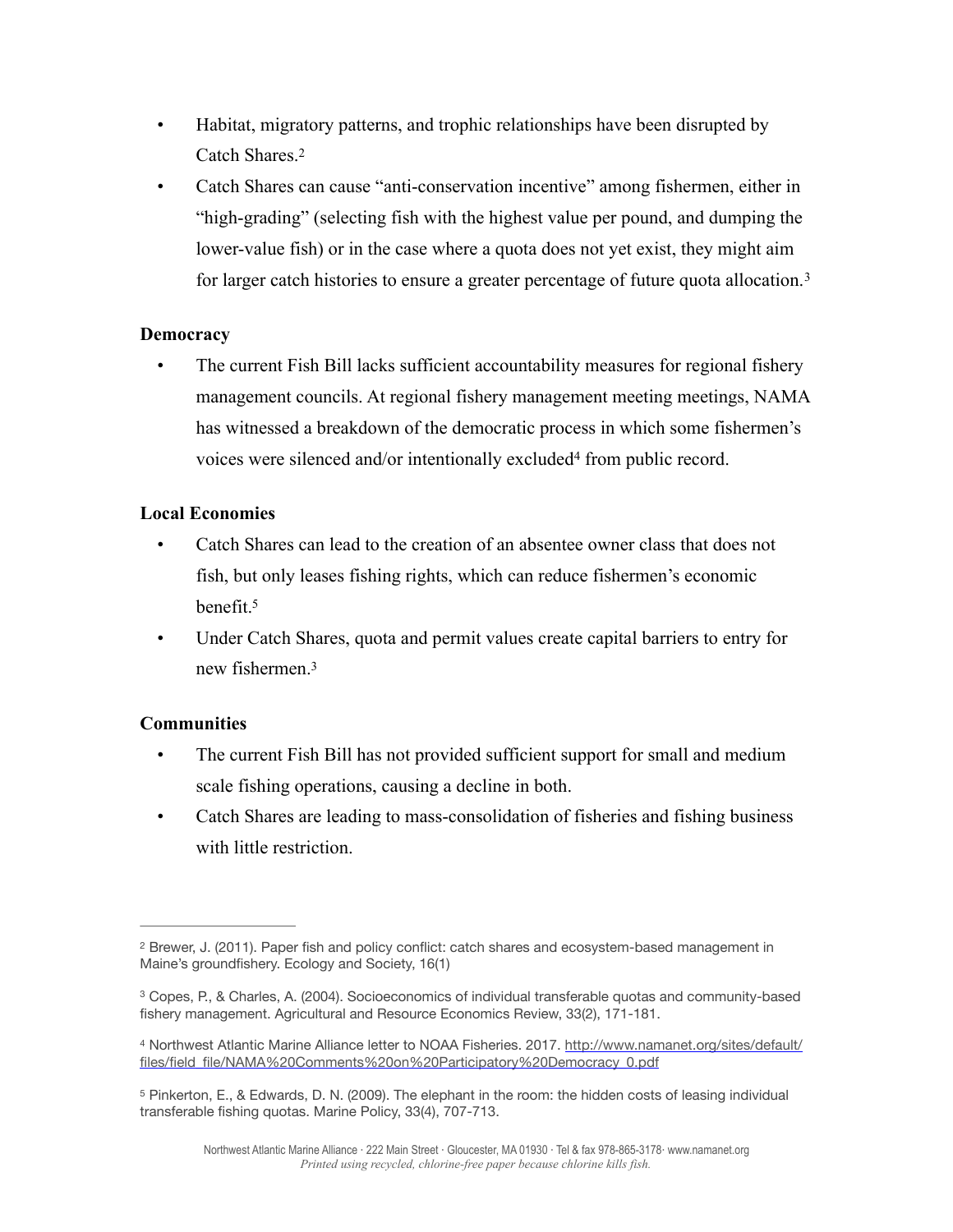- Habitat, migratory patterns, and trophic relationships have been disrupted by Catch Shares.[2]
- Catch Shares can cause "anti-conservation incentive" among fishermen, either in "high-grading" (selecting fish with the highest value per pound, and dumping the lower-value fish) or in the case where a quota does not yet exist, they might aim for larger catch histories to ensure a greater percentage of future quota allocation.[3]

**Democracy**

- The current Fish Bill lacks sufficient accountability measures for regional fishery management councils. At regional fishery management meeting meetings, NAMA has witnessed a breakdown of the democratic process in which some fishermen's voices were silenced and/or intentionally excluded[4] from public record.

**Local Economies**

- Catch Shares can lead to the creation of an absentee owner class that does not fish, but only leases fishing rights, which can reduce fishermen's economic benefit.[5]
- Under Catch Shares, quota and permit values create capital barriers to entry for new fishermen.[3]

**Communities**

- The current Fish Bill has not provided sufficient support for small and medium scale fishing operations, causing a decline in both.
- Catch Shares are leading to mass-consolidation of fisheries and fishing business with little restriction.

---

[2] Brewer, J. (2011). Paper fish and policy conflict: catch shares and ecosystem-based management in Maine's groundfishery. Ecology and Society, 16(1)

[3] Copes, P., & Charles, A. (2004). Socioeconomics of individual transferable quotas and community-based fishery management. Agricultural and Resource Economics Review, 33(2), 171-181.

[4] Northwest Atlantic Marine Alliance letter to NOAA Fisheries. 2017. http://www.namanet.org/sites/default/files/field_file/NAMA%20Comments%20on%20Participatory%20Democracy_0.pdf

[5] Pinkerton, E., & Edwards, D. N. (2009). The elephant in the room: the hidden costs of leasing individual transferable fishing quotas. Marine Policy, 33(4), 707-713.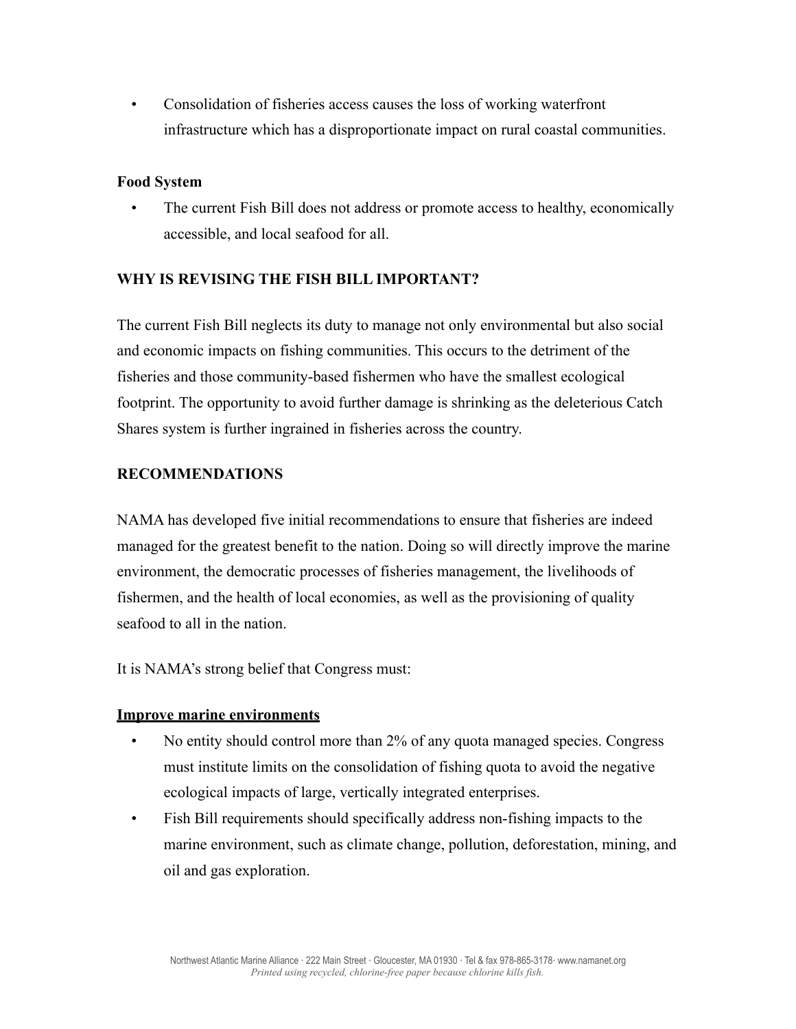- Consolidation of fisheries access causes the loss of working waterfront infrastructure which has a disproportionate impact on rural coastal communities.

**Food System**

- The current Fish Bill does not address or promote access to healthy, economically accessible, and local seafood for all.

**WHY IS REVISING THE FISH BILL IMPORTANT?**

The current Fish Bill neglects its duty to manage not only environmental but also social and economic impacts on fishing communities. This occurs to the detriment of the fisheries and those community-based fishermen who have the smallest ecological footprint. The opportunity to avoid further damage is shrinking as the deleterious Catch Shares system is further ingrained in fisheries across the country.

**RECOMMENDATIONS**

NAMA has developed five initial recommendations to ensure that fisheries are indeed managed for the greatest benefit to the nation. Doing so will directly improve the marine environment, the democratic processes of fisheries management, the livelihoods of fishermen, and the health of local economies, as well as the provisioning of quality seafood to all in the nation.

It is NAMA's strong belief that Congress must:

**<u>Improve marine environments</u>**

- No entity should control more than 2% of any quota managed species. Congress must institute limits on the consolidation of fishing quota to avoid the negative ecological impacts of large, vertically integrated enterprises.
- Fish Bill requirements should specifically address non-fishing impacts to the marine environment, such as climate change, pollution, deforestation, mining, and oil and gas exploration.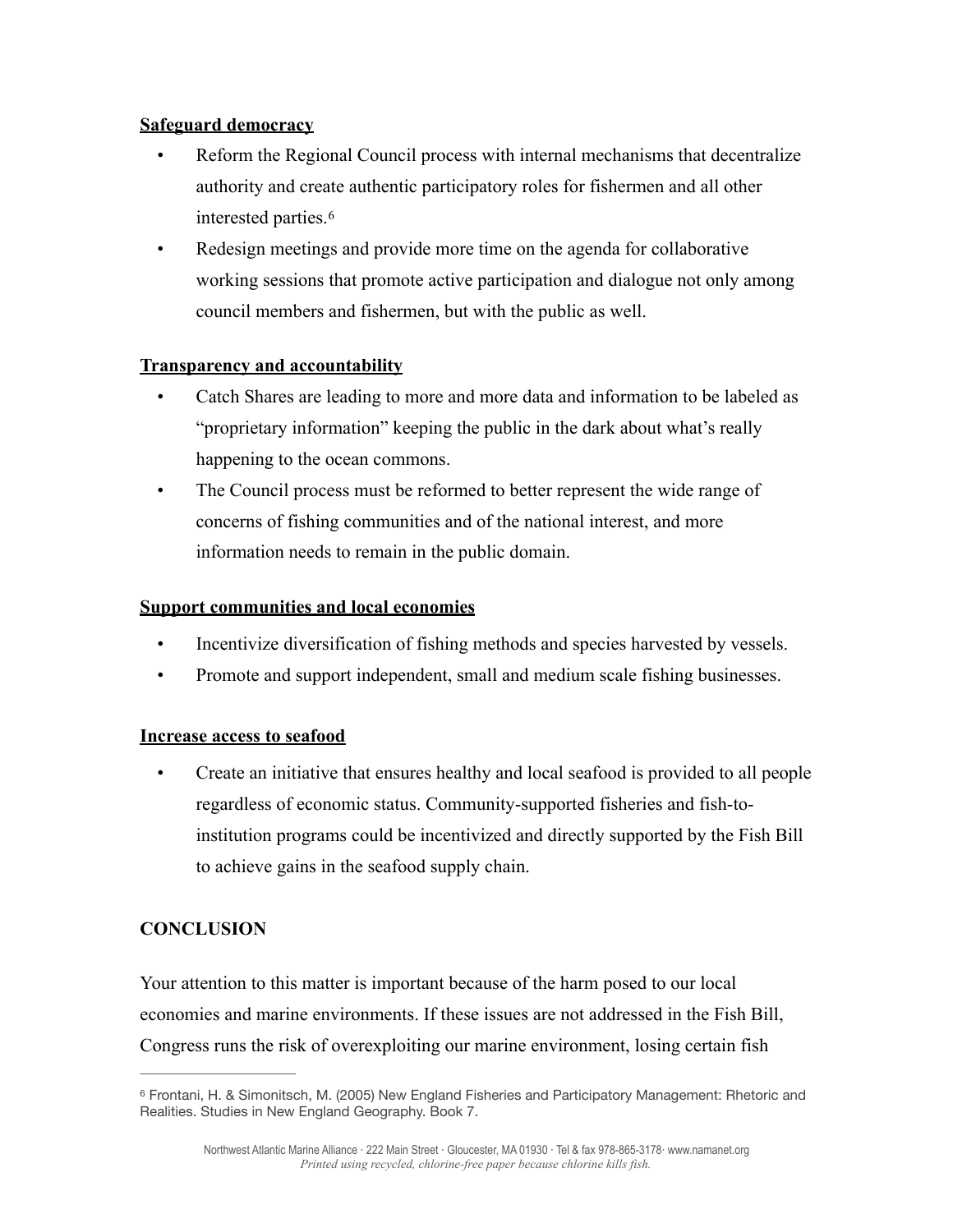**Safeguard democracy**

- Reform the Regional Council process with internal mechanisms that decentralize authority and create authentic participatory roles for fishermen and all other interested parties.[6]
- Redesign meetings and provide more time on the agenda for collaborative working sessions that promote active participation and dialogue not only among council members and fishermen, but with the public as well.

**Transparency and accountability**

- Catch Shares are leading to more and more data and information to be labeled as "proprietary information" keeping the public in the dark about what's really happening to the ocean commons.
- The Council process must be reformed to better represent the wide range of concerns of fishing communities and of the national interest, and more information needs to remain in the public domain.

**Support communities and local economies**

- Incentivize diversification of fishing methods and species harvested by vessels.
- Promote and support independent, small and medium scale fishing businesses.

**Increase access to seafood**

- Create an initiative that ensures healthy and local seafood is provided to all people regardless of economic status. Community-supported fisheries and fish-to-institution programs could be incentivized and directly supported by the Fish Bill to achieve gains in the seafood supply chain.

## CONCLUSION

Your attention to this matter is important because of the harm posed to our local economies and marine environments. If these issues are not addressed in the Fish Bill, Congress runs the risk of overexploiting our marine environment, losing certain fish

---

[6] Frontani, H. & Simonitsch, M. (2005) New England Fisheries and Participatory Management: Rhetoric and Realities. Studies in New England Geography. Book 7.

Northwest Atlantic Marine Alliance · 222 Main Street · Gloucester, MA 01930 · Tel & fax 978-865-3178· www.namanet.org
*Printed using recycled, chlorine-free paper because chlorine kills fish.*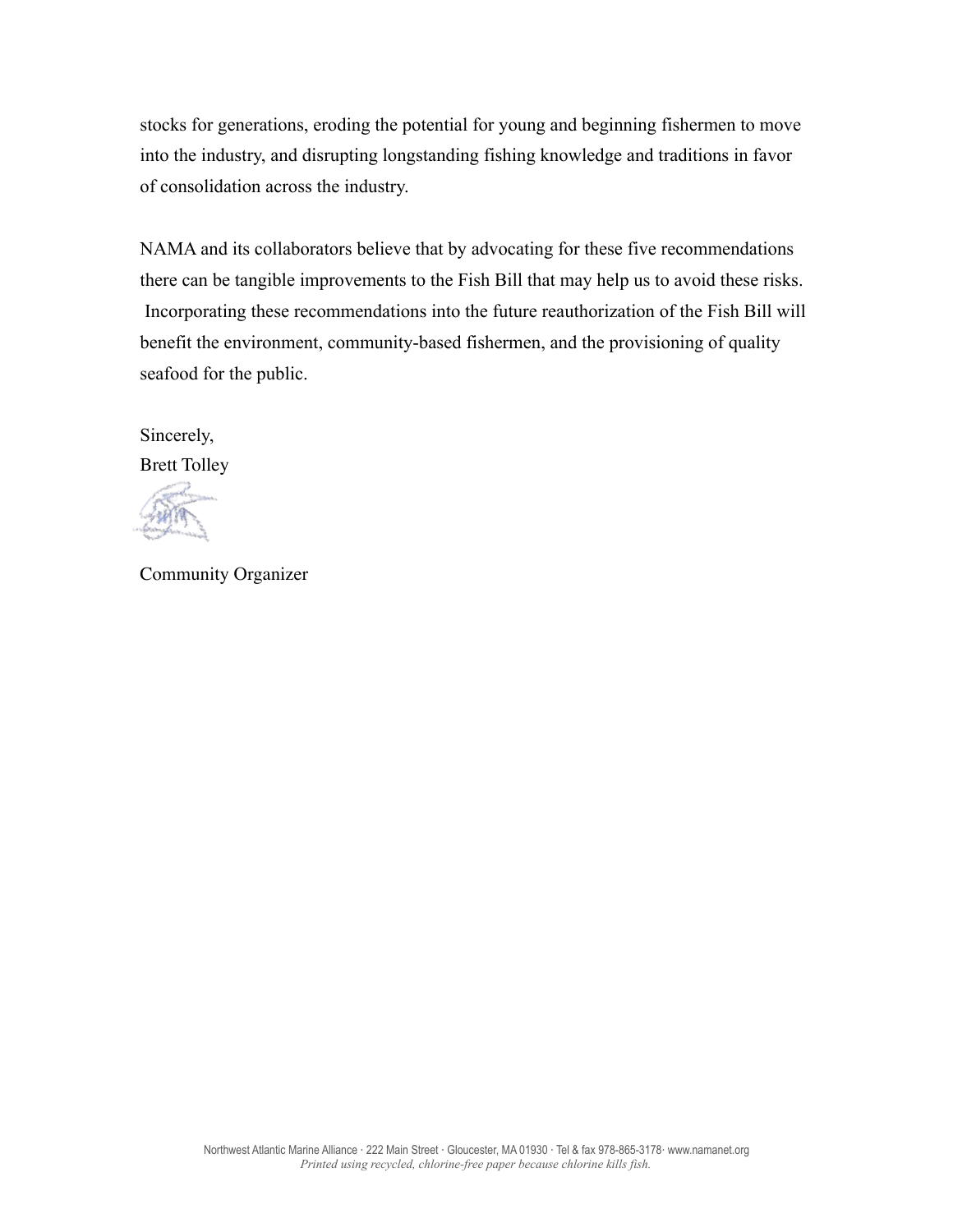stocks for generations, eroding the potential for young and beginning fishermen to move into the industry, and disrupting longstanding fishing knowledge and traditions in favor of consolidation across the industry.

NAMA and its collaborators believe that by advocating for these five recommendations there can be tangible improvements to the Fish Bill that may help us to avoid these risks. Incorporating these recommendations into the future reauthorization of the Fish Bill will benefit the environment, community-based fishermen, and the provisioning of quality seafood for the public.

Sincerely,
Brett Tolley

Community Organizer

Northwest Atlantic Marine Alliance · 222 Main Street · Gloucester, MA 01930 · Tel & fax 978-865-3178· www.namanet.org
*Printed using recycled, chlorine-free paper because chlorine kills fish.*